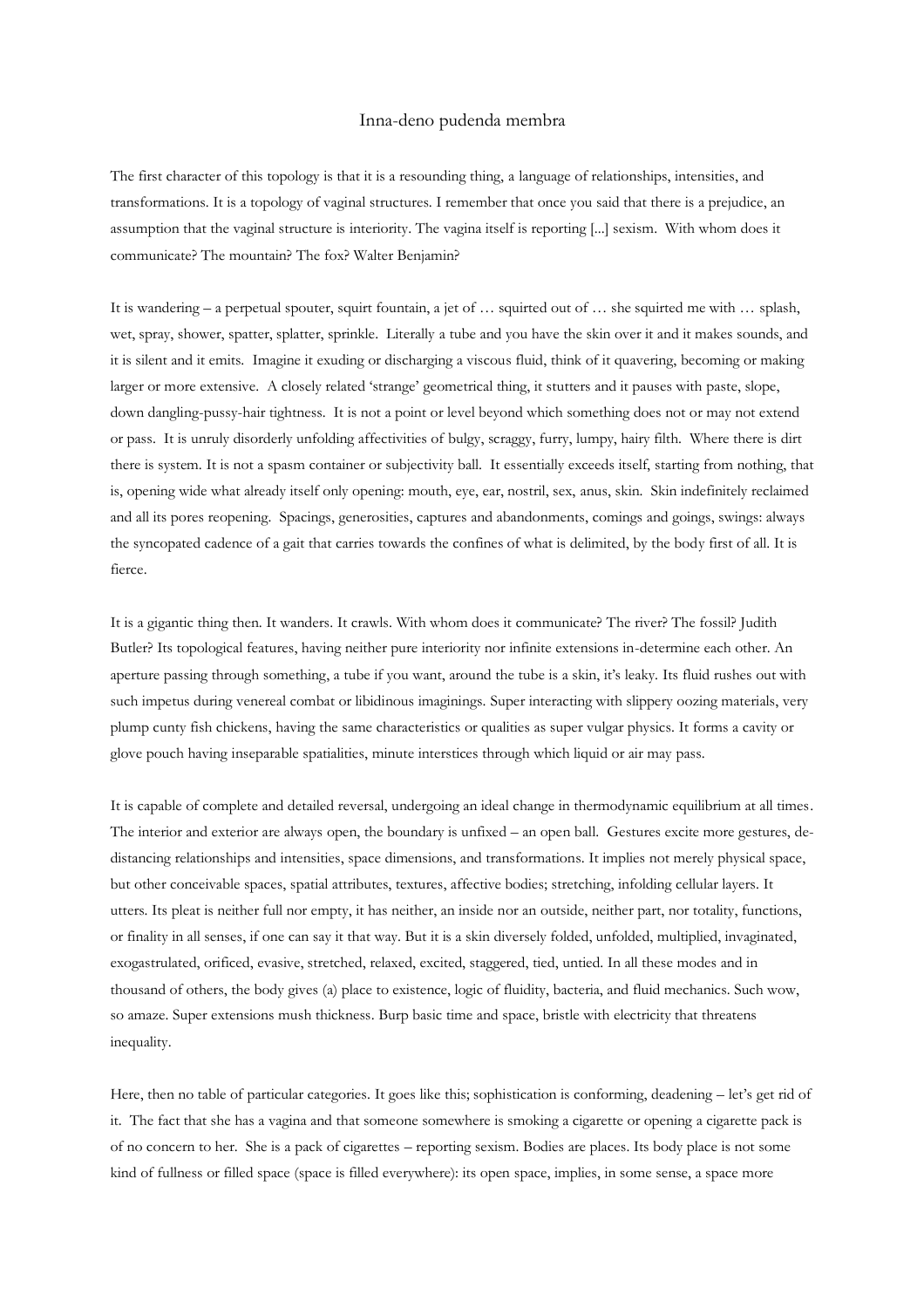# Inna-deno pudenda membra

The first character of this topology is that it is a resounding thing, a language of relationships, intensities, and transformations. It is a topology of vaginal structures. I remember that once you said that there is a prejudice, an assumption that the vaginal structure is interiority. The vagina itself is reporting [...] sexism. With whom does it communicate? The mountain? The fox? Walter Benjamin?

It is wandering – a perpetual spouter, squirt fountain, a jet of … squirted out of … she squirted me with … splash, wet, spray, shower, spatter, splatter, sprinkle. Literally a tube and you have the skin over it and it makes sounds, and it is silent and it emits. Imagine it exuding or discharging a viscous fluid, think of it quavering, becoming or making larger or more extensive. A closely related 'strange' geometrical thing, it stutters and it pauses with paste, slope, down dangling-pussy-hair tightness. It is not a point or level beyond which something does not or may not extend or pass. It is unruly disorderly unfolding affectivities of bulgy, scraggy, furry, lumpy, hairy filth. Where there is dirt there is system. It is not a spasm container or subjectivity ball. It essentially exceeds itself, starting from nothing, that is, opening wide what already itself only opening: mouth, eye, ear, nostril, sex, anus, skin. Skin indefinitely reclaimed and all its pores reopening. Spacings, generosities, captures and abandonments, comings and goings, swings: always the syncopated cadence of a gait that carries towards the confines of what is delimited, by the body first of all. It is fierce.

It is a gigantic thing then. It wanders. It crawls. With whom does it communicate? The river? The fossil? Judith Butler? Its topological features, having neither pure interiority nor infinite extensions in-determine each other. An aperture passing through something, a tube if you want, around the tube is a skin, it's leaky. Its fluid rushes out with such impetus during venereal combat or libidinous imaginings. Super interacting with slippery oozing materials, very plump cunty fish chickens, having the same characteristics or qualities as super vulgar physics. It forms a cavity or glove pouch having inseparable spatialities, minute interstices through which liquid or air may pass.

It is capable of complete and detailed reversal, undergoing an ideal change in thermodynamic equilibrium at all times. The interior and exterior are always open, the boundary is unfixed – an open ball. Gestures excite more gestures, de-distancing relationships and intensities, space dimensions, and transformations. It implies not merely physical space, but other conceivable spaces, spatial attributes, textures, affective bodies; stretching, infolding cellular layers. It utters. Its pleat is neither full nor empty, it has neither, an inside nor an outside, neither part, nor totality, functions, or finality in all senses, if one can say it that way. But it is a skin diversely folded, unfolded, multiplied, invaginated, exogastrulated, orificed, evasive, stretched, relaxed, excited, staggered, tied, untied. In all these modes and in thousand of others, the body gives (a) place to existence, logic of fluidity, bacteria, and fluid mechanics. Such wow, so amaze. Super extensions mush thickness. Burp basic time and space, bristle with electricity that threatens inequality.

Here, then no table of particular categories. It goes like this; sophistication is conforming, deadening – let's get rid of it. The fact that she has a vagina and that someone somewhere is smoking a cigarette or opening a cigarette pack is of no concern to her. She is a pack of cigarettes – reporting sexism. Bodies are places. Its body place is not some kind of fullness or filled space (space is filled everywhere): its open space, implies, in some sense, a space more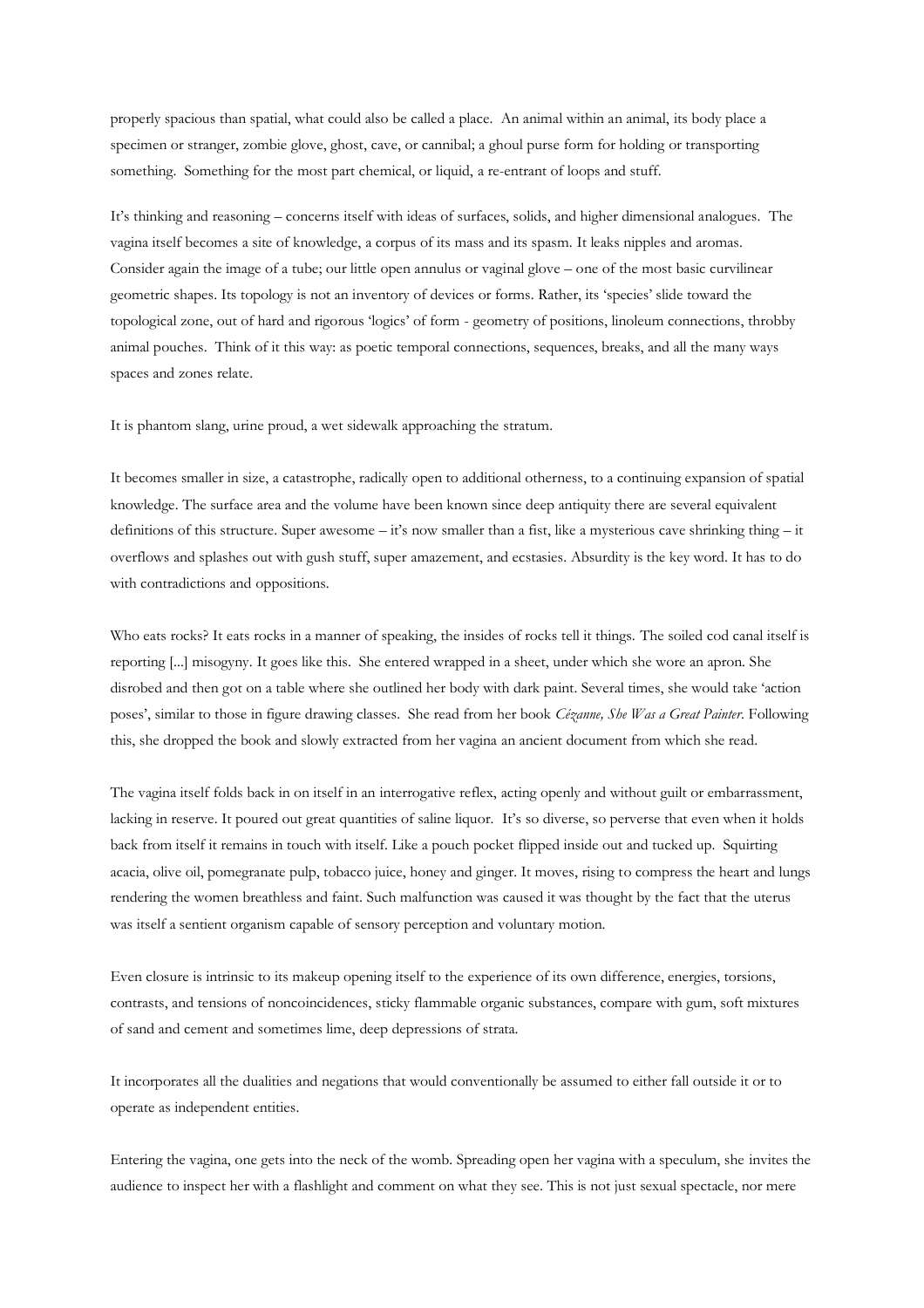properly spacious than spatial, what could also be called a place. An animal within an animal, its body place a specimen or stranger, zombie glove, ghost, cave, or cannibal; a ghoul purse form for holding or transporting something. Something for the most part chemical, or liquid, a re-entrant of loops and stuff.

It's thinking and reasoning – concerns itself with ideas of surfaces, solids, and higher dimensional analogues. The vagina itself becomes a site of knowledge, a corpus of its mass and its spasm. It leaks nipples and aromas. Consider again the image of a tube; our little open annulus or vaginal glove – one of the most basic curvilinear geometric shapes. Its topology is not an inventory of devices or forms. Rather, its 'species' slide toward the topological zone, out of hard and rigorous 'logics' of form - geometry of positions, linoleum connections, throbby animal pouches. Think of it this way: as poetic temporal connections, sequences, breaks, and all the many ways spaces and zones relate.

It is phantom slang, urine proud, a wet sidewalk approaching the stratum.

It becomes smaller in size, a catastrophe, radically open to additional otherness, to a continuing expansion of spatial knowledge. The surface area and the volume have been known since deep antiquity there are several equivalent definitions of this structure. Super awesome – it's now smaller than a fist, like a mysterious cave shrinking thing – it overflows and splashes out with gush stuff, super amazement, and ecstasies. Absurdity is the key word. It has to do with contradictions and oppositions.

Who eats rocks? It eats rocks in a manner of speaking, the insides of rocks tell it things. The soiled cod canal itself is reporting [...] misogyny. It goes like this. She entered wrapped in a sheet, under which she wore an apron. She disrobed and then got on a table where she outlined her body with dark paint. Several times, she would take 'action poses', similar to those in figure drawing classes. She read from her book *Cézanne, She Was a Great Painter*. Following this, she dropped the book and slowly extracted from her vagina an ancient document from which she read.

The vagina itself folds back in on itself in an interrogative reflex, acting openly and without guilt or embarrassment, lacking in reserve. It poured out great quantities of saline liquor. It's so diverse, so perverse that even when it holds back from itself it remains in touch with itself. Like a pouch pocket flipped inside out and tucked up. Squirting acacia, olive oil, pomegranate pulp, tobacco juice, honey and ginger. It moves, rising to compress the heart and lungs rendering the women breathless and faint. Such malfunction was caused it was thought by the fact that the uterus was itself a sentient organism capable of sensory perception and voluntary motion.

Even closure is intrinsic to its makeup opening itself to the experience of its own difference, energies, torsions, contrasts, and tensions of noncoincidences, sticky flammable organic substances, compare with gum, soft mixtures of sand and cement and sometimes lime, deep depressions of strata.

It incorporates all the dualities and negations that would conventionally be assumed to either fall outside it or to operate as independent entities.

Entering the vagina, one gets into the neck of the womb. Spreading open her vagina with a speculum, she invites the audience to inspect her with a flashlight and comment on what they see. This is not just sexual spectacle, nor mere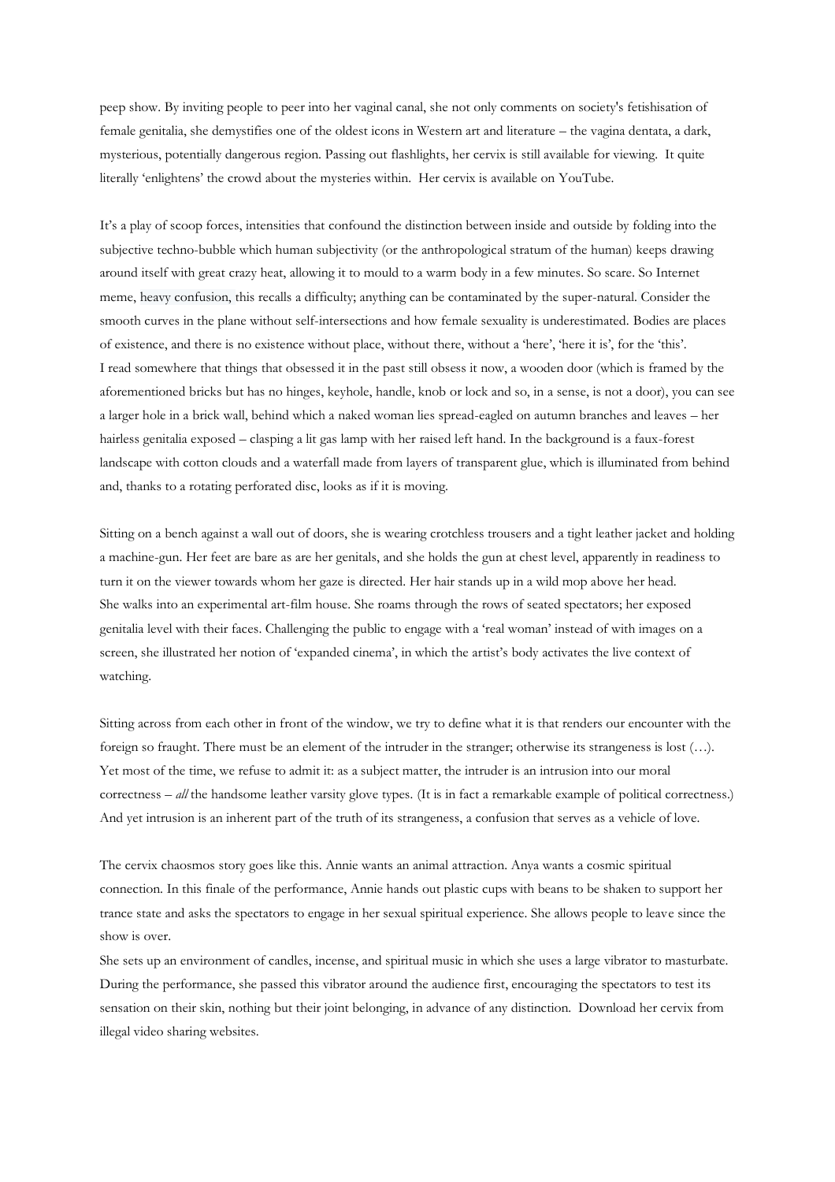peep show. By inviting people to peer into her vaginal canal, she not only comments on society's fetishisation of female genitalia, she demystifies one of the oldest icons in Western art and literature – the vagina dentata, a dark, mysterious, potentially dangerous region. Passing out flashlights, her cervix is still available for viewing. It quite literally 'enlightens' the crowd about the mysteries within. Her cervix is available on YouTube.

It's a play of scoop forces, intensities that confound the distinction between inside and outside by folding into the subjective techno-bubble which human subjectivity (or the anthropological stratum of the human) keeps drawing around itself with great crazy heat, allowing it to mould to a warm body in a few minutes. So scare. So Internet meme, heavy confusion, this recalls a difficulty; anything can be contaminated by the super-natural. Consider the smooth curves in the plane without self-intersections and how female sexuality is underestimated. Bodies are places of existence, and there is no existence without place, without there, without a 'here', 'here it is', for the 'this'.
I read somewhere that things that obsessed it in the past still obsess it now, a wooden door (which is framed by the aforementioned bricks but has no hinges, keyhole, handle, knob or lock and so, in a sense, is not a door), you can see a larger hole in a brick wall, behind which a naked woman lies spread-eagled on autumn branches and leaves – her hairless genitalia exposed – clasping a lit gas lamp with her raised left hand. In the background is a faux-forest landscape with cotton clouds and a waterfall made from layers of transparent glue, which is illuminated from behind and, thanks to a rotating perforated disc, looks as if it is moving.

Sitting on a bench against a wall out of doors, she is wearing crotchless trousers and a tight leather jacket and holding a machine-gun. Her feet are bare as are her genitals, and she holds the gun at chest level, apparently in readiness to turn it on the viewer towards whom her gaze is directed. Her hair stands up in a wild mop above her head.
She walks into an experimental art-film house. She roams through the rows of seated spectators; her exposed genitalia level with their faces. Challenging the public to engage with a 'real woman' instead of with images on a screen, she illustrated her notion of 'expanded cinema', in which the artist's body activates the live context of watching.

Sitting across from each other in front of the window, we try to define what it is that renders our encounter with the foreign so fraught. There must be an element of the intruder in the stranger; otherwise its strangeness is lost (…). Yet most of the time, we refuse to admit it: as a subject matter, the intruder is an intrusion into our moral correctness – *all* the handsome leather varsity glove types. (It is in fact a remarkable example of political correctness.) And yet intrusion is an inherent part of the truth of its strangeness, a confusion that serves as a vehicle of love.

The cervix chaosmos story goes like this. Annie wants an animal attraction. Anya wants a cosmic spiritual connection. In this finale of the performance, Annie hands out plastic cups with beans to be shaken to support her trance state and asks the spectators to engage in her sexual spiritual experience. She allows people to leave since the show is over.
She sets up an environment of candles, incense, and spiritual music in which she uses a large vibrator to masturbate. During the performance, she passed this vibrator around the audience first, encouraging the spectators to test its sensation on their skin, nothing but their joint belonging, in advance of any distinction. Download her cervix from illegal video sharing websites.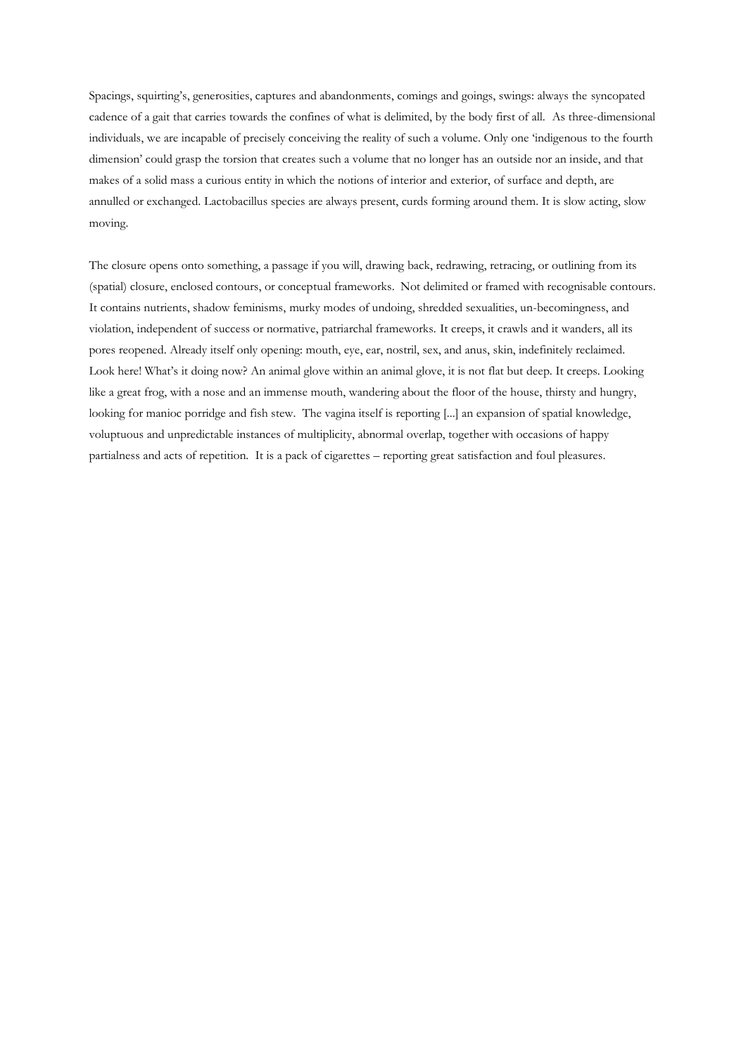Spacings, squirting's, generosities, captures and abandonments, comings and goings, swings: always the syncopated cadence of a gait that carries towards the confines of what is delimited, by the body first of all. As three-dimensional individuals, we are incapable of precisely conceiving the reality of such a volume. Only one 'indigenous to the fourth dimension' could grasp the torsion that creates such a volume that no longer has an outside nor an inside, and that makes of a solid mass a curious entity in which the notions of interior and exterior, of surface and depth, are annulled or exchanged. Lactobacillus species are always present, curds forming around them. It is slow acting, slow moving.

The closure opens onto something, a passage if you will, drawing back, redrawing, retracing, or outlining from its (spatial) closure, enclosed contours, or conceptual frameworks. Not delimited or framed with recognisable contours. It contains nutrients, shadow feminisms, murky modes of undoing, shredded sexualities, un-becomingness, and violation, independent of success or normative, patriarchal frameworks. It creeps, it crawls and it wanders, all its pores reopened. Already itself only opening: mouth, eye, ear, nostril, sex, and anus, skin, indefinitely reclaimed. Look here! What's it doing now? An animal glove within an animal glove, it is not flat but deep. It creeps. Looking like a great frog, with a nose and an immense mouth, wandering about the floor of the house, thirsty and hungry, looking for manioc porridge and fish stew. The vagina itself is reporting [...] an expansion of spatial knowledge, voluptuous and unpredictable instances of multiplicity, abnormal overlap, together with occasions of happy partialness and acts of repetition. It is a pack of cigarettes – reporting great satisfaction and foul pleasures.